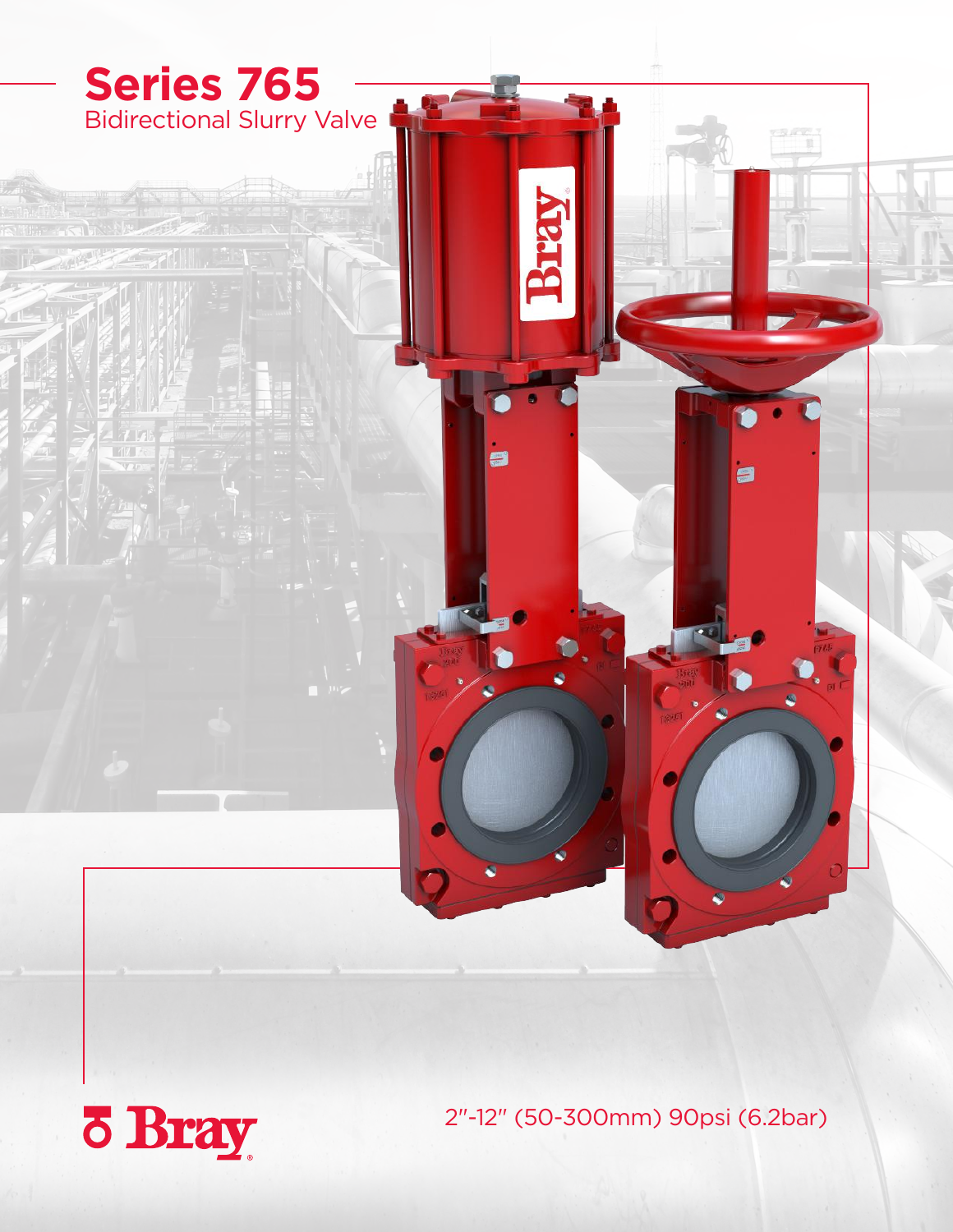# Series 765

Bidirectional Slurry Valve

Bray

2″-12″ (50-300mm) 90psi (6.2bar)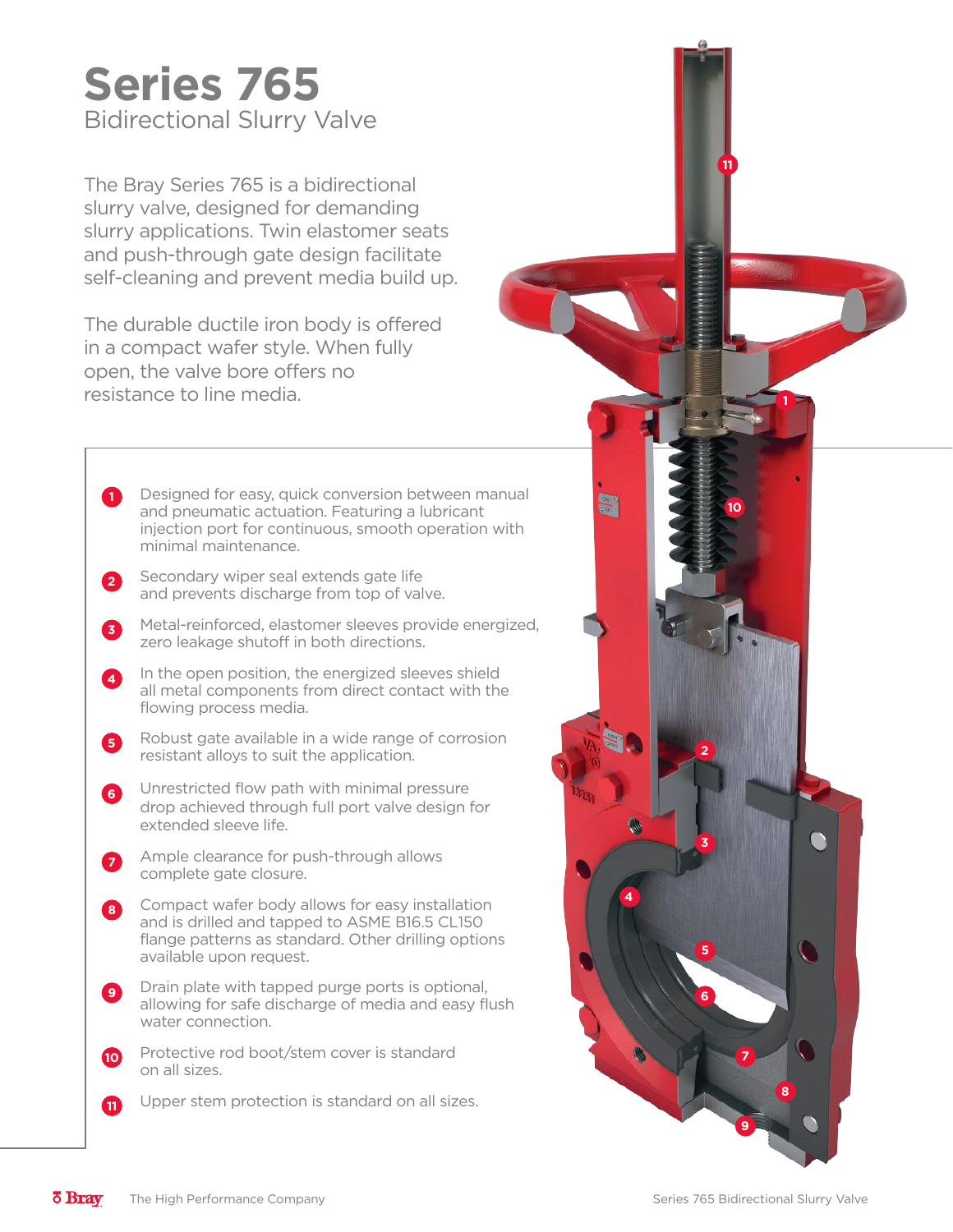# Series 765

## Bidirectional Slurry Valve

The Bray Series 765 is a bidirectional slurry valve, designed for demanding slurry applications. Twin elastomer seats and push-through gate design facilitate self-cleaning and prevent media build up.

The durable ductile iron body is offered in a compact wafer style. When fully open, the valve bore offers no resistance to line media.

1. Designed for easy, quick conversion between manual and pneumatic actuation. Featuring a lubricant injection port for continuous, smooth operation with minimal maintenance.
2. Secondary wiper seal extends gate life and prevents discharge from top of valve.
3. Metal-reinforced, elastomer sleeves provide energized, zero leakage shutoff in both directions.
4. In the open position, the energized sleeves shield all metal components from direct contact with the flowing process media.
5. Robust gate available in a wide range of corrosion resistant alloys to suit the application.
6. Unrestricted flow path with minimal pressure drop achieved through full port valve design for extended sleeve life.
7. Ample clearance for push-through allows complete gate closure.
8. Compact wafer body allows for easy installation and is drilled and tapped to ASME B16.5 CL150 flange patterns as standard. Other drilling options available upon request.
9. Drain plate with tapped purge ports is optional, allowing for safe discharge of media and easy flush water connection.
10. Protective rod boot/stem cover is standard on all sizes.
11. Upper stem protection is standard on all sizes.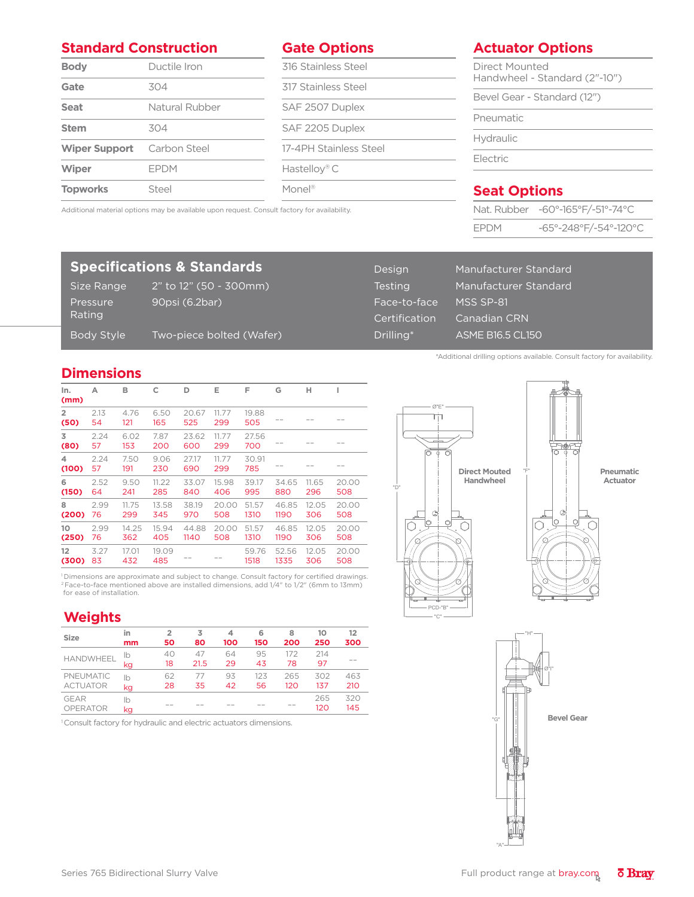## Standard Construction

| | |
|---|---|
| **Body** | Ductile Iron |
| **Gate** | 304 |
| **Seat** | Natural Rubber |
| **Stem** | 304 |
| **Wiper Support** | Carbon Steel |
| **Wiper** | EPDM |
| **Topworks** | Steel |

## Gate Options

- 316 Stainless Steel
- 317 Stainless Steel
- SAF 2507 Duplex
- SAF 2205 Duplex
- 17-4PH Stainless Steel
- Hastelloy® C
- Monel®

Additional material options may be available upon request. Consult factory for availability.

## Actuator Options

- Direct Mounted Handwheel - Standard (2"-10")
- Bevel Gear - Standard (12")
- Pneumatic
- Hydraulic
- Electric

## Seat Options

| | |
|---|---|
| Nat. Rubber | -60°-165°F/-51°-74°C |
| EPDM | -65°-248°F/-54°-120°C |

## Specifications & Standards

| | |
|---|---|
| Size Range | 2" to 12" (50 - 300mm) |
| Pressure Rating | 90psi (6.2bar) |
| Body Style | Two-piece bolted (Wafer) |
| Design | Manufacturer Standard |
| Testing | Manufacturer Standard |
| Face-to-face | MSS SP-81 |
| Certification | Canadian CRN |
| Drilling* | ASME B16.5 CL150 |

*Additional drilling options available. Consult factory for availability.

## Dimensions

| In. (mm) | A | B | C | D | E | F | G | H | I |
|---|---|---|---|---|---|---|---|---|---|
| **2 (50)** | 2.13<br>54 | 4.76<br>121 | 6.50<br>165 | 20.67<br>525 | 11.77<br>299 | 19.88<br>505 | -- | -- | -- |
| **3 (80)** | 2.24<br>57 | 6.02<br>153 | 7.87<br>200 | 23.62<br>600 | 11.77<br>299 | 27.56<br>700 | -- | -- | -- |
| **4 (100)** | 2.24<br>57 | 7.50<br>191 | 9.06<br>230 | 27.17<br>690 | 11.77<br>299 | 30.91<br>785 | -- | -- | -- |
| **6 (150)** | 2.52<br>64 | 9.50<br>241 | 11.22<br>285 | 33.07<br>840 | 15.98<br>406 | 39.17<br>995 | 34.65<br>880 | 11.65<br>296 | 20.00<br>508 |
| **8 (200)** | 2.99<br>76 | 11.75<br>299 | 13.58<br>345 | 38.19<br>970 | 20.00<br>508 | 51.57<br>1310 | 46.85<br>1190 | 12.05<br>306 | 20.00<br>508 |
| **10 (250)** | 2.99<br>76 | 14.25<br>362 | 15.94<br>405 | 44.88<br>1140 | 20.00<br>508 | 51.57<br>1310 | 46.85<br>1190 | 12.05<br>306 | 20.00<br>508 |
| **12 (300)** | 3.27<br>83 | 17.01<br>432 | 19.09<br>485 | -- | -- | 59.76<br>1518 | 52.56<br>1335 | 12.05<br>306 | 20.00<br>508 |

[1] Dimensions are approximate and subject to change. Consult factory for certified drawings.
[2] Face-to-face mentioned above are installed dimensions, add 1/4" to 1/2" (6mm to 13mm) for ease of installation.

Direct Mounted Handwheel

Pneumatic Actuator

Bevel Gear

## Weights

| Size | in<br>mm | 2<br>50 | 3<br>80 | 4<br>100 | 6<br>150 | 8<br>200 | 10<br>250 | 12<br>300 |
|---|---|---|---|---|---|---|---|---|
| HANDWHEEL | lb<br>kg | 40<br>18 | 47<br>21.5 | 64<br>29 | 95<br>43 | 172<br>78 | 214<br>97 | -- |
| PNEUMATIC ACTUATOR | lb<br>kg | 62<br>28 | 77<br>35 | 93<br>42 | 123<br>56 | 265<br>120 | 302<br>137 | 463<br>210 |
| GEAR OPERATOR | lb<br>kg | -- | -- | -- | -- | -- | 265<br>120 | 320<br>145 |

[1] Consult factory for hydraulic and electric actuators dimensions.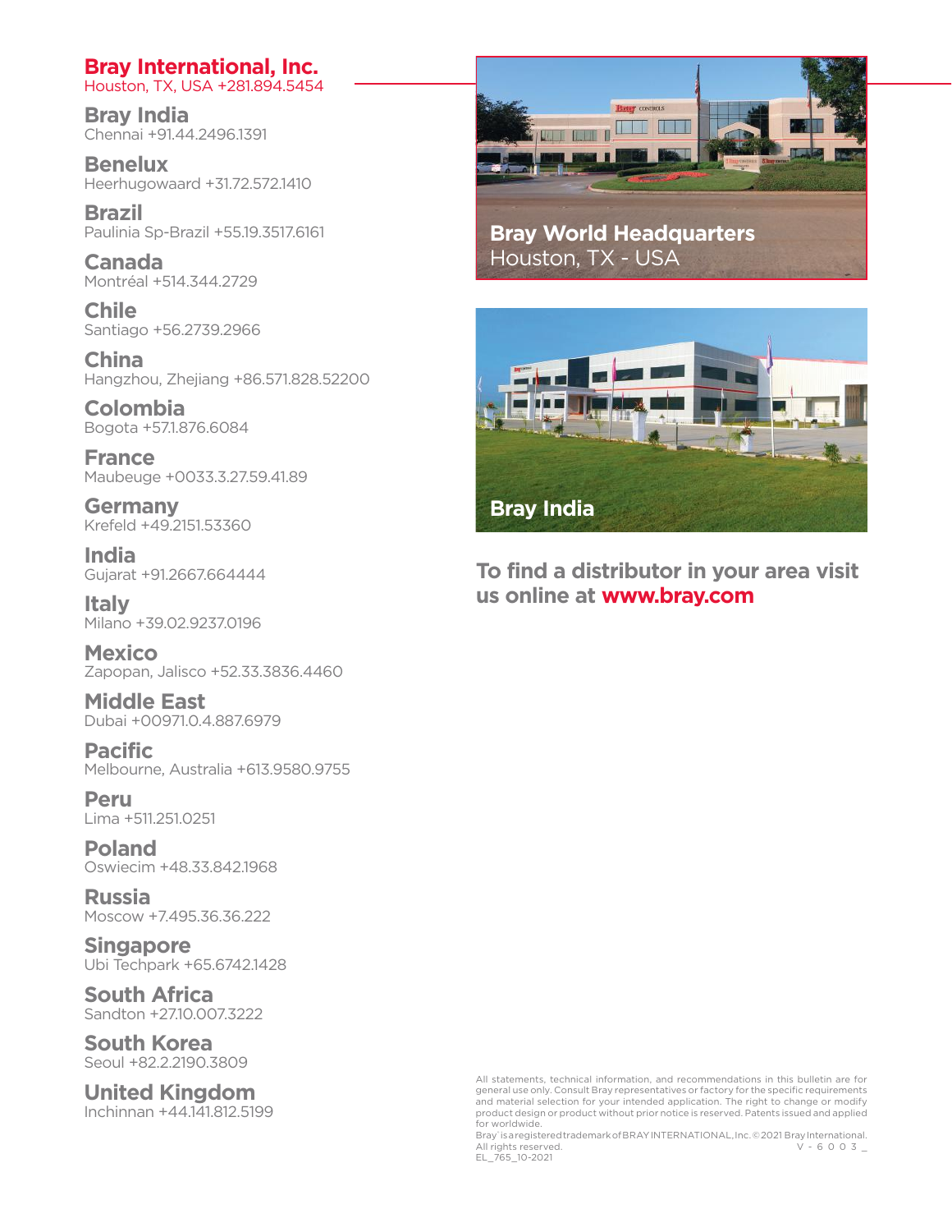**Bray International, Inc.**
Houston, TX, USA +281.894.5454

**Bray India**
Chennai +91.44.2496.1391

**Benelux**
Heerhugowaard +31.72.572.1410

**Brazil**
Paulinia Sp-Brazil +55.19.3517.6161

**Canada**
Montréal +514.344.2729

**Chile**
Santiago +56.2739.2966

**China**
Hangzhou, Zhejiang +86.571.828.52200

**Colombia**
Bogota +57.1.876.6084

**France**
Maubeuge +0033.3.27.59.41.89

**Germany**
Krefeld +49.2151.53360

**India**
Gujarat +91.2667.664444

**Italy**
Milano +39.02.9237.0196

**Mexico**
Zapopan, Jalisco +52.33.3836.4460

**Middle East**
Dubai +00971.0.4.887.6979

**Pacific**
Melbourne, Australia +613.9580.9755

**Peru**
Lima +511.251.0251

**Poland**
Oswiecim +48.33.842.1968

**Russia**
Moscow +7.495.36.36.222

**Singapore**
Ubi Techpark +65.6742.1428

**South Africa**
Sandton +27.10.007.3222

**South Korea**
Seoul +82.2.2190.3809

**United Kingdom**
Inchinnan +44.141.812.5199

**Bray World Headquarters**
Houston, TX - USA

**Bray India**

**To find a distributor in your area visit us online at www.bray.com**

All statements, technical information, and recommendations in this bulletin are for general use only. Consult Bray representatives or factory for the specific requirements and material selection for your intended application. The right to change or modify product design or product without prior notice is reserved. Patents issued and applied for worldwide.

Bray® is a registered trademark of BRAY INTERNATIONAL, Inc. © 2021 Bray International. All rights reserved. V-6003_EL_765_10-2021